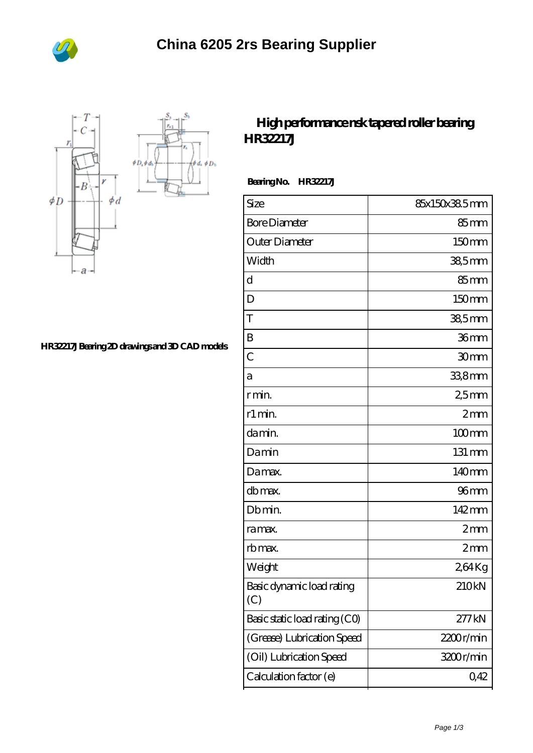# China 6205 2rs Bearing Supplier

HR32217J Bearing 2D drawings and 3D CAD models

## High performance nsk tapered roller bearing HR32217J

**Bearing No.** **HR32217J**

| Size | 85x150x38.5 mm |
|---|---|
| Bore Diameter | 85 mm |
| Outer Diameter | 150 mm |
| Width | 38,5 mm |
| d | 85 mm |
| D | 150 mm |
| T | 38,5 mm |
| B | 36 mm |
| C | 30 mm |
| a | 33,8 mm |
| r min. | 2,5 mm |
| r1 min. | 2 mm |
| da min. | 100 mm |
| Da min | 131 mm |
| Da max. | 140 mm |
| db max. | 96 mm |
| Db min. | 142 mm |
| ra max. | 2 mm |
| rb max. | 2 mm |
| Weight | 2,64 Kg |
| Basic dynamic load rating (C) | 210 kN |
| Basic static load rating (C0) | 277 kN |
| (Grease) Lubrication Speed | 2200 r/min |
| (Oil) Lubrication Speed | 3200 r/min |
| Calculation factor (e) | 0,42 |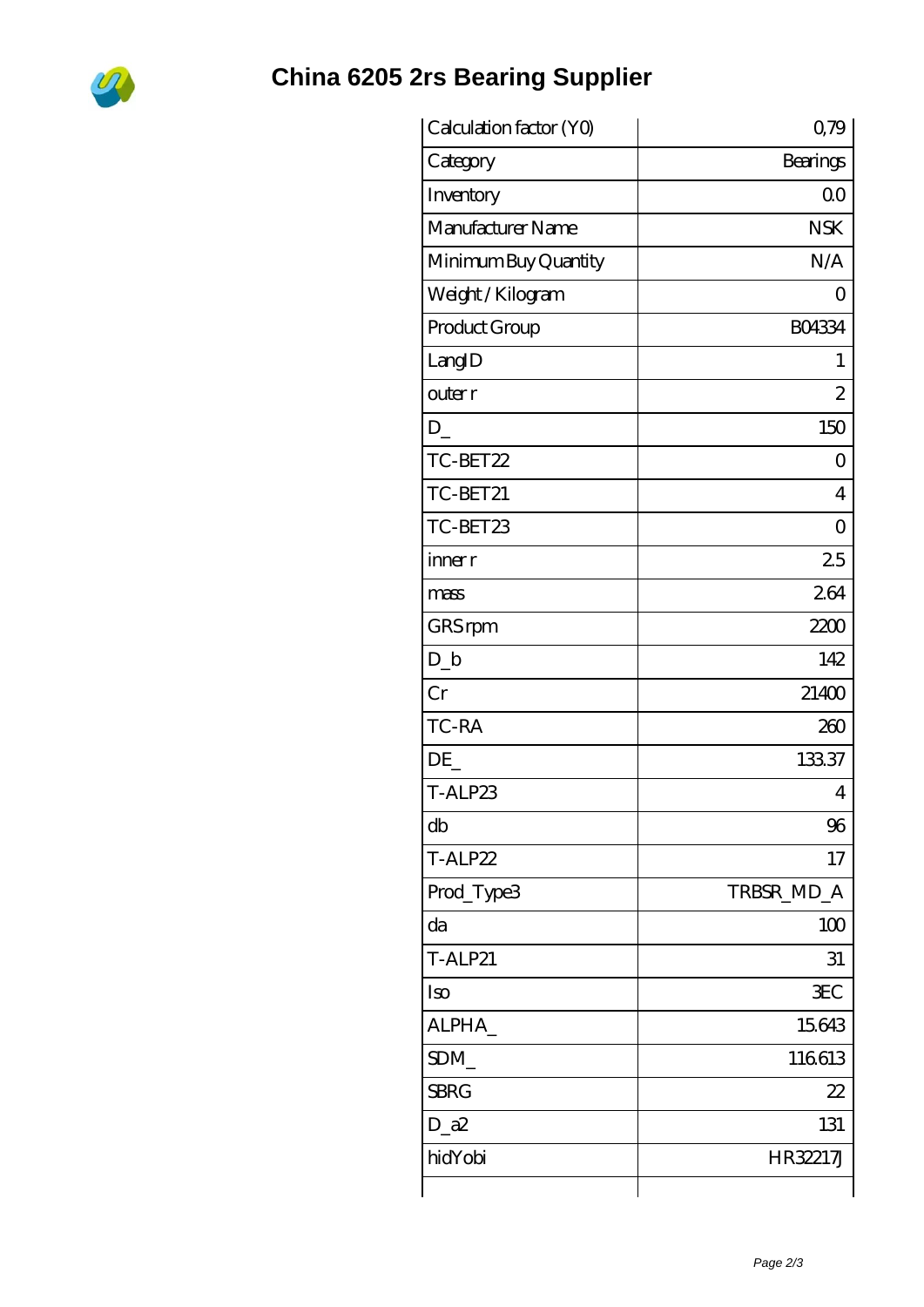# China 6205 2rs Bearing Supplier

| Calculation factor (Y0) | 0,79 |
|---|---|
| Category | Bearings |
| Inventory | 0.0 |
| Manufacturer Name | NSK |
| Minimum Buy Quantity | N/A |
| Weight / Kilogram | 0 |
| Product Group | B04334 |
| LangID | 1 |
| outer r | 2 |
| D_ | 150 |
| TC-BET22 | 0 |
| TC-BET21 | 4 |
| TC-BET23 | 0 |
| inner r | 2.5 |
| mass | 2.64 |
| GRS rpm | 2200 |
| D_b | 142 |
| Cr | 21400 |
| TC-RA | 260 |
| DE_ | 133.37 |
| T-ALP23 | 4 |
| db | 96 |
| T-ALP22 | 17 |
| Prod_Type3 | TRBSR_MD_A |
| da | 100 |
| T-ALP21 | 31 |
| Iso | 3EC |
| ALPHA_ | 15.643 |
| SDM_ | 116.613 |
| SBRG | 22 |
| D_a2 | 131 |
| hidYobi | HR32217J |
| | |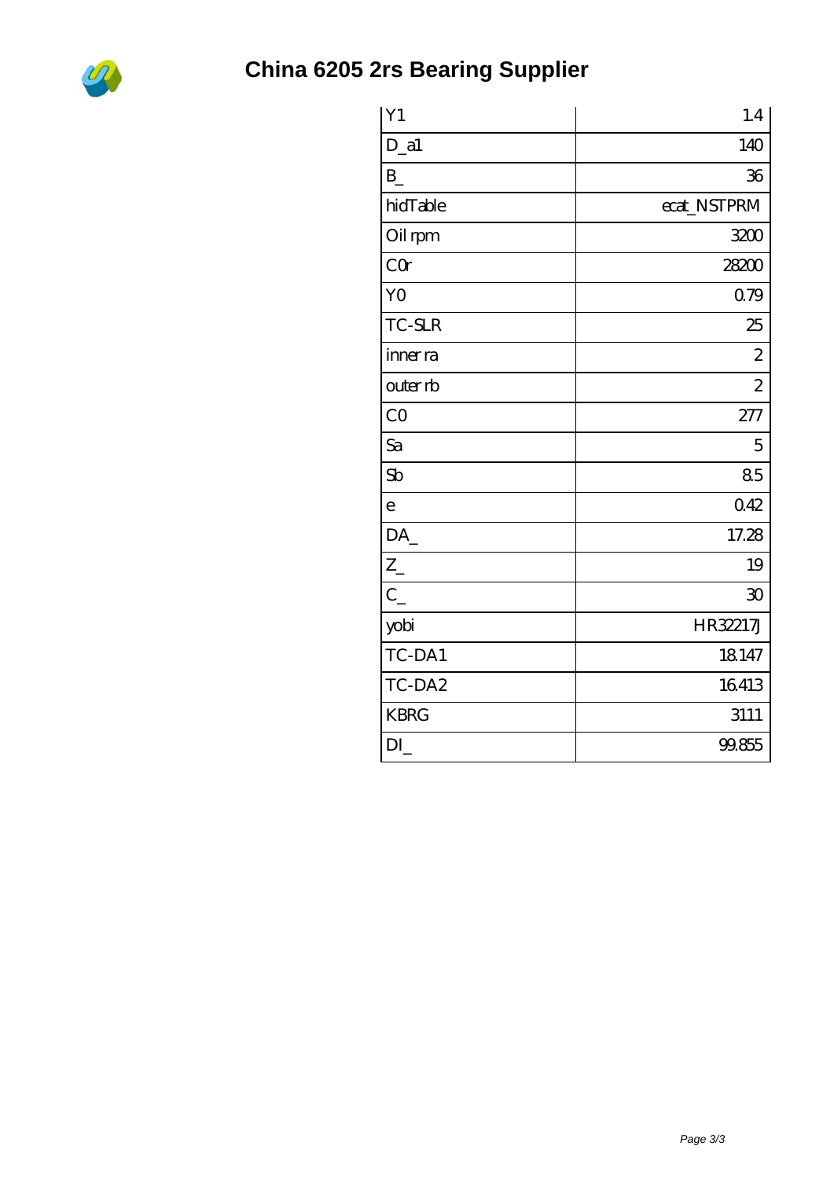# China 6205 2rs Bearing Supplier

| | |
|---|---|
| Y1 | 1.4 |
| D_a1 | 140 |
| B_ | 36 |
| hidTable | ecat_NSTPRM |
| Oil rpm | 3200 |
| C0r | 28200 |
| Y0 | 0.79 |
| TC-SLR | 25 |
| inner ra | 2 |
| outer rb | 2 |
| C0 | 277 |
| Sa | 5 |
| Sb | 8.5 |
| e | 0.42 |
| DA_ | 17.28 |
| Z_ | 19 |
| C_ | 30 |
| yobi | HR32217J |
| TC-DA1 | 18.147 |
| TC-DA2 | 16.413 |
| KBRG | 3111 |
| DI_ | 99.855 |